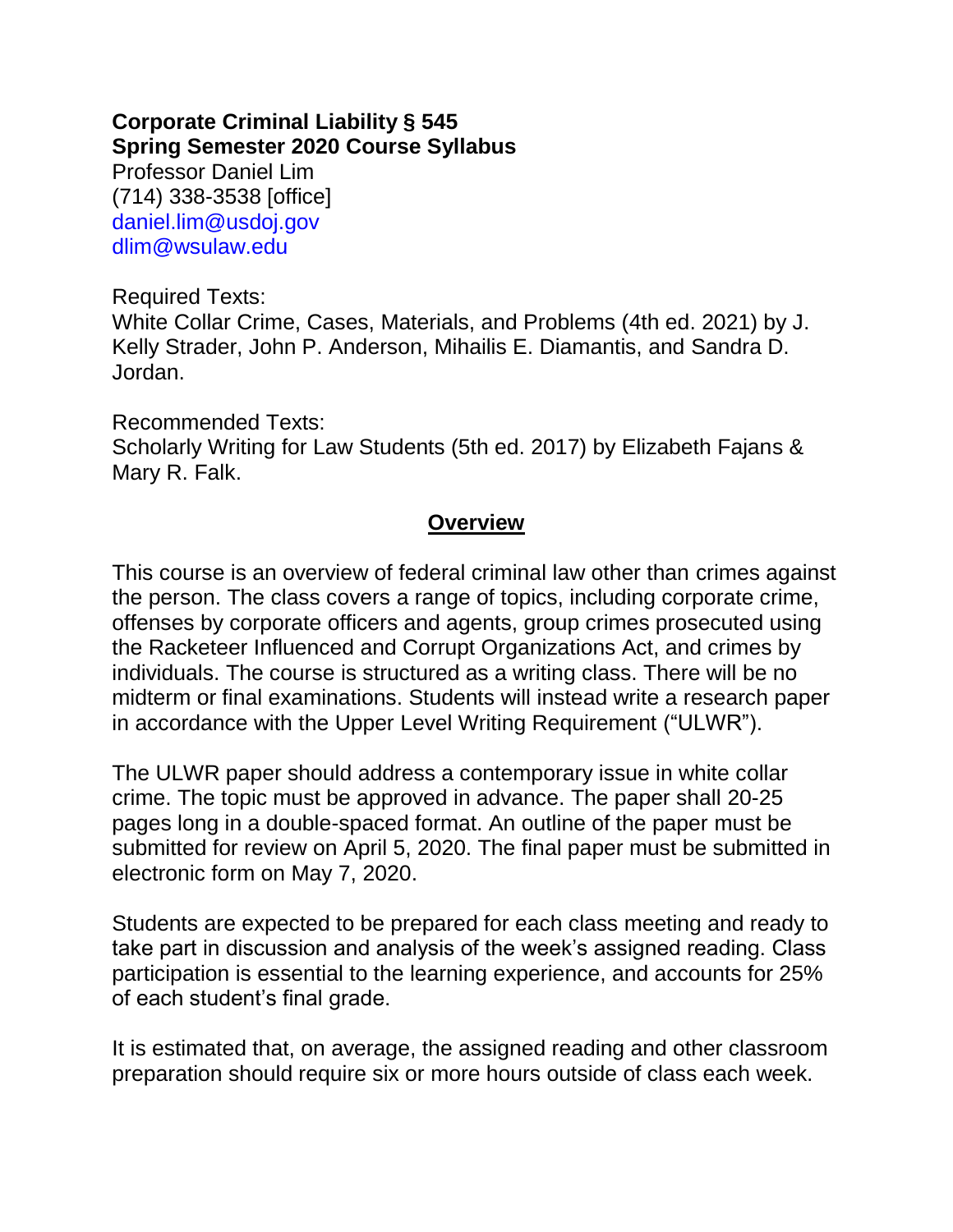**Corporate Criminal Liability § 545**
**Spring Semester 2020 Course Syllabus**
Professor Daniel Lim
(714) 338-3538 [office]
daniel.lim@usdoj.gov
dlim@wsulaw.edu

Required Texts:
White Collar Crime, Cases, Materials, and Problems (4th ed. 2021) by J. Kelly Strader, John P. Anderson, Mihailis E. Diamantis, and Sandra D. Jordan.

Recommended Texts:
Scholarly Writing for Law Students (5th ed. 2017) by Elizabeth Fajans & Mary R. Falk.

## Overview

This course is an overview of federal criminal law other than crimes against the person. The class covers a range of topics, including corporate crime, offenses by corporate officers and agents, group crimes prosecuted using the Racketeer Influenced and Corrupt Organizations Act, and crimes by individuals. The course is structured as a writing class. There will be no midterm or final examinations. Students will instead write a research paper in accordance with the Upper Level Writing Requirement ("ULWR").

The ULWR paper should address a contemporary issue in white collar crime. The topic must be approved in advance. The paper shall 20-25 pages long in a double-spaced format. An outline of the paper must be submitted for review on April 5, 2020. The final paper must be submitted in electronic form on May 7, 2020.

Students are expected to be prepared for each class meeting and ready to take part in discussion and analysis of the week's assigned reading. Class participation is essential to the learning experience, and accounts for 25% of each student's final grade.

It is estimated that, on average, the assigned reading and other classroom preparation should require six or more hours outside of class each week.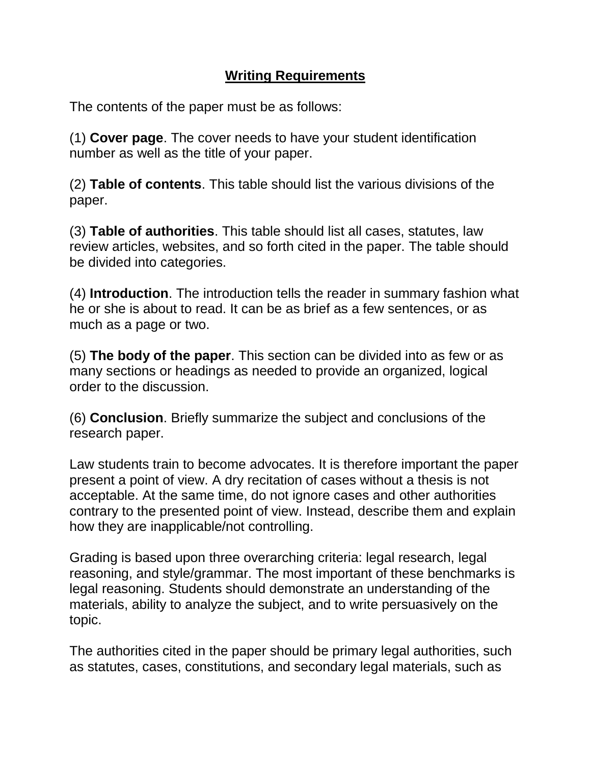## Writing Requirements

The contents of the paper must be as follows:

(1) **Cover page**. The cover needs to have your student identification number as well as the title of your paper.

(2) **Table of contents**. This table should list the various divisions of the paper.

(3) **Table of authorities**. This table should list all cases, statutes, law review articles, websites, and so forth cited in the paper. The table should be divided into categories.

(4) **Introduction**. The introduction tells the reader in summary fashion what he or she is about to read. It can be as brief as a few sentences, or as much as a page or two.

(5) **The body of the paper**. This section can be divided into as few or as many sections or headings as needed to provide an organized, logical order to the discussion.

(6) **Conclusion**. Briefly summarize the subject and conclusions of the research paper.

Law students train to become advocates. It is therefore important the paper present a point of view. A dry recitation of cases without a thesis is not acceptable. At the same time, do not ignore cases and other authorities contrary to the presented point of view. Instead, describe them and explain how they are inapplicable/not controlling.

Grading is based upon three overarching criteria: legal research, legal reasoning, and style/grammar. The most important of these benchmarks is legal reasoning. Students should demonstrate an understanding of the materials, ability to analyze the subject, and to write persuasively on the topic.

The authorities cited in the paper should be primary legal authorities, such as statutes, cases, constitutions, and secondary legal materials, such as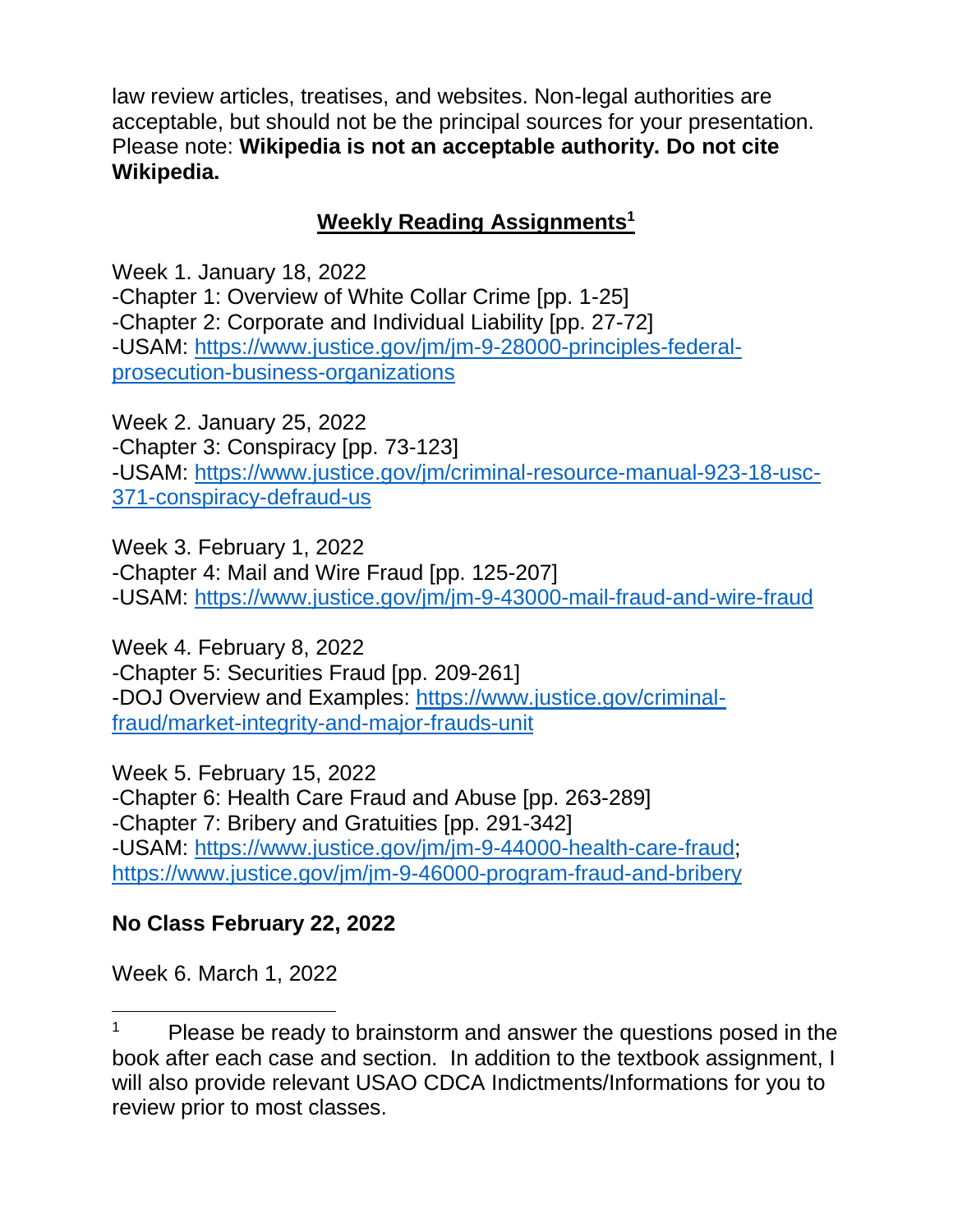law review articles, treatises, and websites. Non-legal authorities are acceptable, but should not be the principal sources for your presentation. Please note: **Wikipedia is not an acceptable authority. Do not cite Wikipedia.**

## Weekly Reading Assignments[1]

Week 1. January 18, 2022
-Chapter 1: Overview of White Collar Crime [pp. 1-25]
-Chapter 2: Corporate and Individual Liability [pp. 27-72]
-USAM: [https://www.justice.gov/jm/jm-9-28000-principles-federal-prosecution-business-organizations](https://www.justice.gov/jm/jm-9-28000-principles-federal-prosecution-business-organizations)

Week 2. January 25, 2022
-Chapter 3: Conspiracy [pp. 73-123]
-USAM: [https://www.justice.gov/jm/criminal-resource-manual-923-18-usc-371-conspiracy-defraud-us](https://www.justice.gov/jm/criminal-resource-manual-923-18-usc-371-conspiracy-defraud-us)

Week 3. February 1, 2022
-Chapter 4: Mail and Wire Fraud [pp. 125-207]
-USAM: [https://www.justice.gov/jm/jm-9-43000-mail-fraud-and-wire-fraud](https://www.justice.gov/jm/jm-9-43000-mail-fraud-and-wire-fraud)

Week 4. February 8, 2022
-Chapter 5: Securities Fraud [pp. 209-261]
-DOJ Overview and Examples: [https://www.justice.gov/criminal-fraud/market-integrity-and-major-frauds-unit](https://www.justice.gov/criminal-fraud/market-integrity-and-major-frauds-unit)

Week 5. February 15, 2022
-Chapter 6: Health Care Fraud and Abuse [pp. 263-289]
-Chapter 7: Bribery and Gratuities [pp. 291-342]
-USAM: [https://www.justice.gov/jm/jm-9-44000-health-care-fraud](https://www.justice.gov/jm/jm-9-44000-health-care-fraud); [https://www.justice.gov/jm/jm-9-46000-program-fraud-and-bribery](https://www.justice.gov/jm/jm-9-46000-program-fraud-and-bribery)

**No Class February 22, 2022**

Week 6. March 1, 2022

---

[1] Please be ready to brainstorm and answer the questions posed in the book after each case and section. In addition to the textbook assignment, I will also provide relevant USAO CDCA Indictments/Informations for you to review prior to most classes.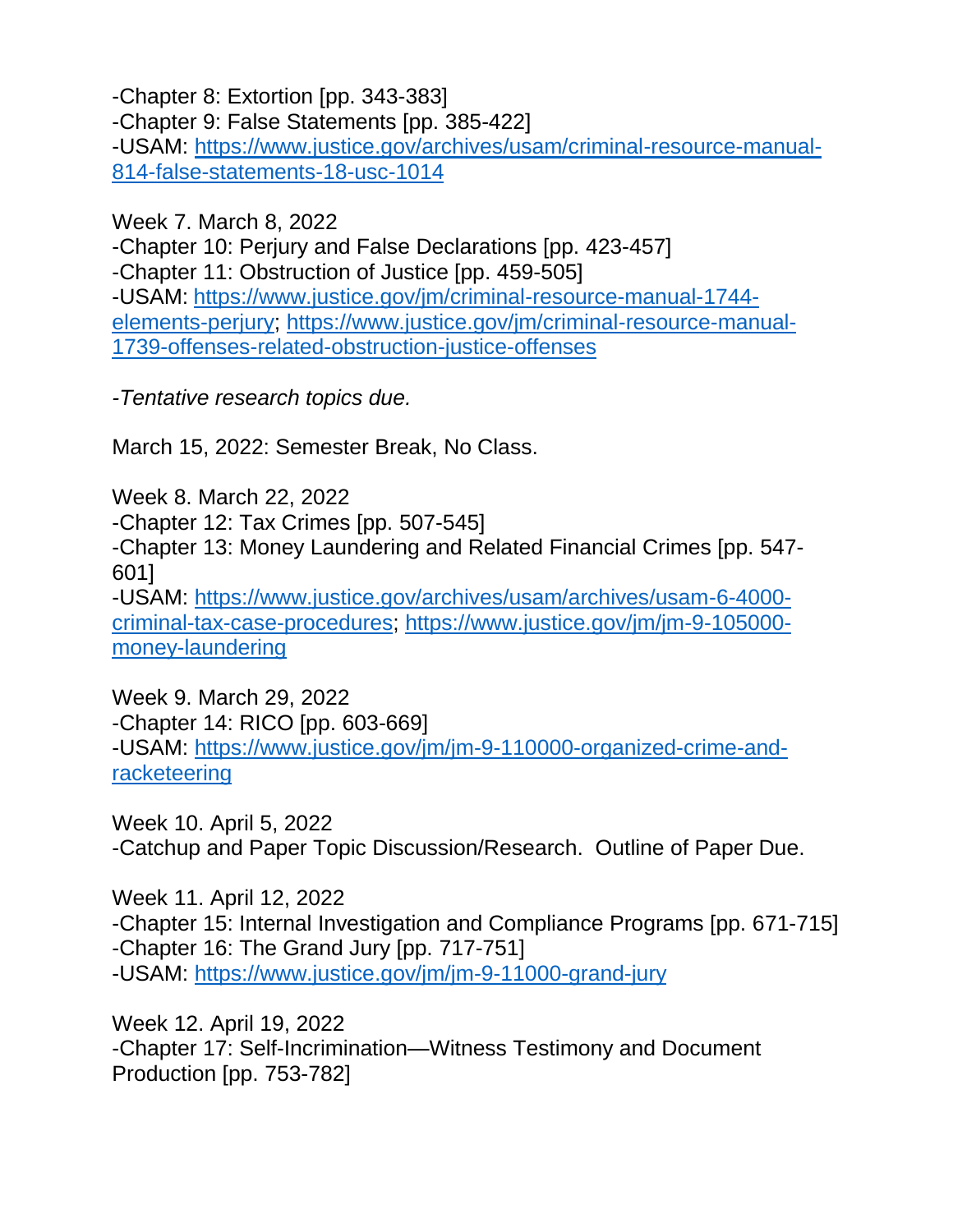-Chapter 8: Extortion [pp. 343-383]
-Chapter 9: False Statements [pp. 385-422]
-USAM: [https://www.justice.gov/archives/usam/criminal-resource-manual-814-false-statements-18-usc-1014](https://www.justice.gov/archives/usam/criminal-resource-manual-814-false-statements-18-usc-1014)

Week 7. March 8, 2022
-Chapter 10: Perjury and False Declarations [pp. 423-457]
-Chapter 11: Obstruction of Justice [pp. 459-505]
-USAM: [https://www.justice.gov/jm/criminal-resource-manual-1744-elements-perjury](https://www.justice.gov/jm/criminal-resource-manual-1744-elements-perjury); [https://www.justice.gov/jm/criminal-resource-manual-1739-offenses-related-obstruction-justice-offenses](https://www.justice.gov/jm/criminal-resource-manual-1739-offenses-related-obstruction-justice-offenses)

*-Tentative research topics due.*

March 15, 2022: Semester Break, No Class.

Week 8. March 22, 2022
-Chapter 12: Tax Crimes [pp. 507-545]
-Chapter 13: Money Laundering and Related Financial Crimes [pp. 547-601]
-USAM: [https://www.justice.gov/archives/usam/archives/usam-6-4000-criminal-tax-case-procedures](https://www.justice.gov/archives/usam/archives/usam-6-4000-criminal-tax-case-procedures); [https://www.justice.gov/jm/jm-9-105000-money-laundering](https://www.justice.gov/jm/jm-9-105000-money-laundering)

Week 9. March 29, 2022
-Chapter 14: RICO [pp. 603-669]
-USAM: [https://www.justice.gov/jm/jm-9-110000-organized-crime-and-racketeering](https://www.justice.gov/jm/jm-9-110000-organized-crime-and-racketeering)

Week 10. April 5, 2022
-Catchup and Paper Topic Discussion/Research. Outline of Paper Due.

Week 11. April 12, 2022
-Chapter 15: Internal Investigation and Compliance Programs [pp. 671-715]
-Chapter 16: The Grand Jury [pp. 717-751]
-USAM: [https://www.justice.gov/jm/jm-9-11000-grand-jury](https://www.justice.gov/jm/jm-9-11000-grand-jury)

Week 12. April 19, 2022
-Chapter 17: Self-Incrimination—Witness Testimony and Document Production [pp. 753-782]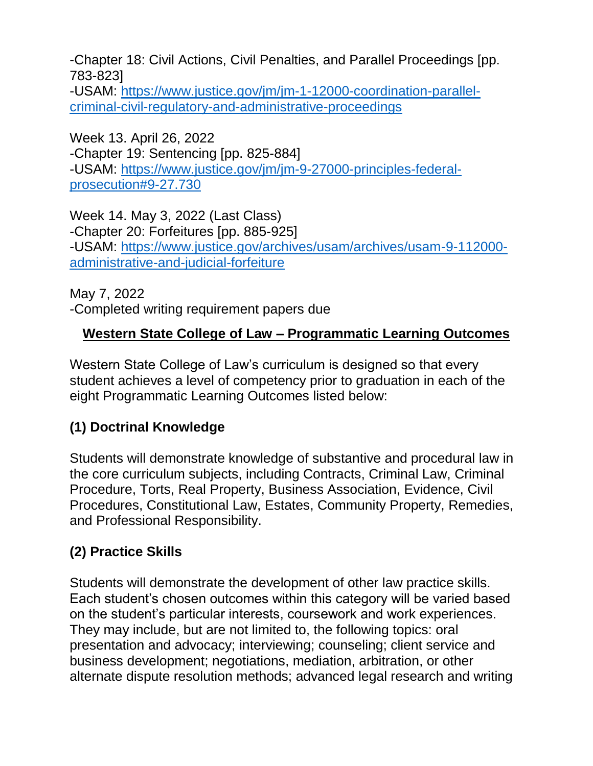-Chapter 18: Civil Actions, Civil Penalties, and Parallel Proceedings [pp. 783-823]
-USAM: [https://www.justice.gov/jm/jm-1-12000-coordination-parallel-criminal-civil-regulatory-and-administrative-proceedings](https://www.justice.gov/jm/jm-1-12000-coordination-parallel-criminal-civil-regulatory-and-administrative-proceedings)

Week 13. April 26, 2022
-Chapter 19: Sentencing [pp. 825-884]
-USAM: [https://www.justice.gov/jm/jm-9-27000-principles-federal-prosecution#9-27.730](https://www.justice.gov/jm/jm-9-27000-principles-federal-prosecution#9-27.730)

Week 14. May 3, 2022 (Last Class)
-Chapter 20: Forfeitures [pp. 885-925]
-USAM: [https://www.justice.gov/archives/usam/archives/usam-9-112000-administrative-and-judicial-forfeiture](https://www.justice.gov/archives/usam/archives/usam-9-112000-administrative-and-judicial-forfeiture)

May 7, 2022
-Completed writing requirement papers due

## Western State College of Law – Programmatic Learning Outcomes

Western State College of Law's curriculum is designed so that every student achieves a level of competency prior to graduation in each of the eight Programmatic Learning Outcomes listed below:

### (1) Doctrinal Knowledge

Students will demonstrate knowledge of substantive and procedural law in the core curriculum subjects, including Contracts, Criminal Law, Criminal Procedure, Torts, Real Property, Business Association, Evidence, Civil Procedures, Constitutional Law, Estates, Community Property, Remedies, and Professional Responsibility.

### (2) Practice Skills

Students will demonstrate the development of other law practice skills. Each student's chosen outcomes within this category will be varied based on the student's particular interests, coursework and work experiences. They may include, but are not limited to, the following topics: oral presentation and advocacy; interviewing; counseling; client service and business development; negotiations, mediation, arbitration, or other alternate dispute resolution methods; advanced legal research and writing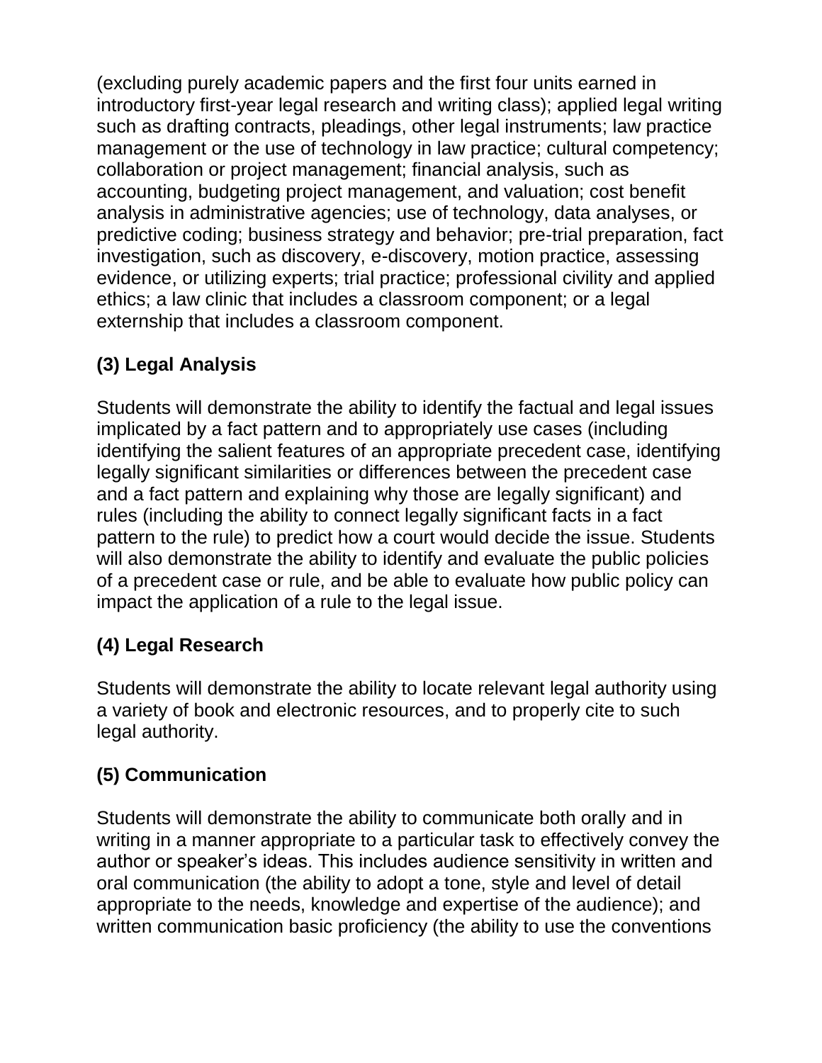(excluding purely academic papers and the first four units earned in introductory first-year legal research and writing class); applied legal writing such as drafting contracts, pleadings, other legal instruments; law practice management or the use of technology in law practice; cultural competency; collaboration or project management; financial analysis, such as accounting, budgeting project management, and valuation; cost benefit analysis in administrative agencies; use of technology, data analyses, or predictive coding; business strategy and behavior; pre-trial preparation, fact investigation, such as discovery, e-discovery, motion practice, assessing evidence, or utilizing experts; trial practice; professional civility and applied ethics; a law clinic that includes a classroom component; or a legal externship that includes a classroom component.

**(3) Legal Analysis**

Students will demonstrate the ability to identify the factual and legal issues implicated by a fact pattern and to appropriately use cases (including identifying the salient features of an appropriate precedent case, identifying legally significant similarities or differences between the precedent case and a fact pattern and explaining why those are legally significant) and rules (including the ability to connect legally significant facts in a fact pattern to the rule) to predict how a court would decide the issue. Students will also demonstrate the ability to identify and evaluate the public policies of a precedent case or rule, and be able to evaluate how public policy can impact the application of a rule to the legal issue.

**(4) Legal Research**

Students will demonstrate the ability to locate relevant legal authority using a variety of book and electronic resources, and to properly cite to such legal authority.

**(5) Communication**

Students will demonstrate the ability to communicate both orally and in writing in a manner appropriate to a particular task to effectively convey the author or speaker's ideas. This includes audience sensitivity in written and oral communication (the ability to adopt a tone, style and level of detail appropriate to the needs, knowledge and expertise of the audience); and written communication basic proficiency (the ability to use the conventions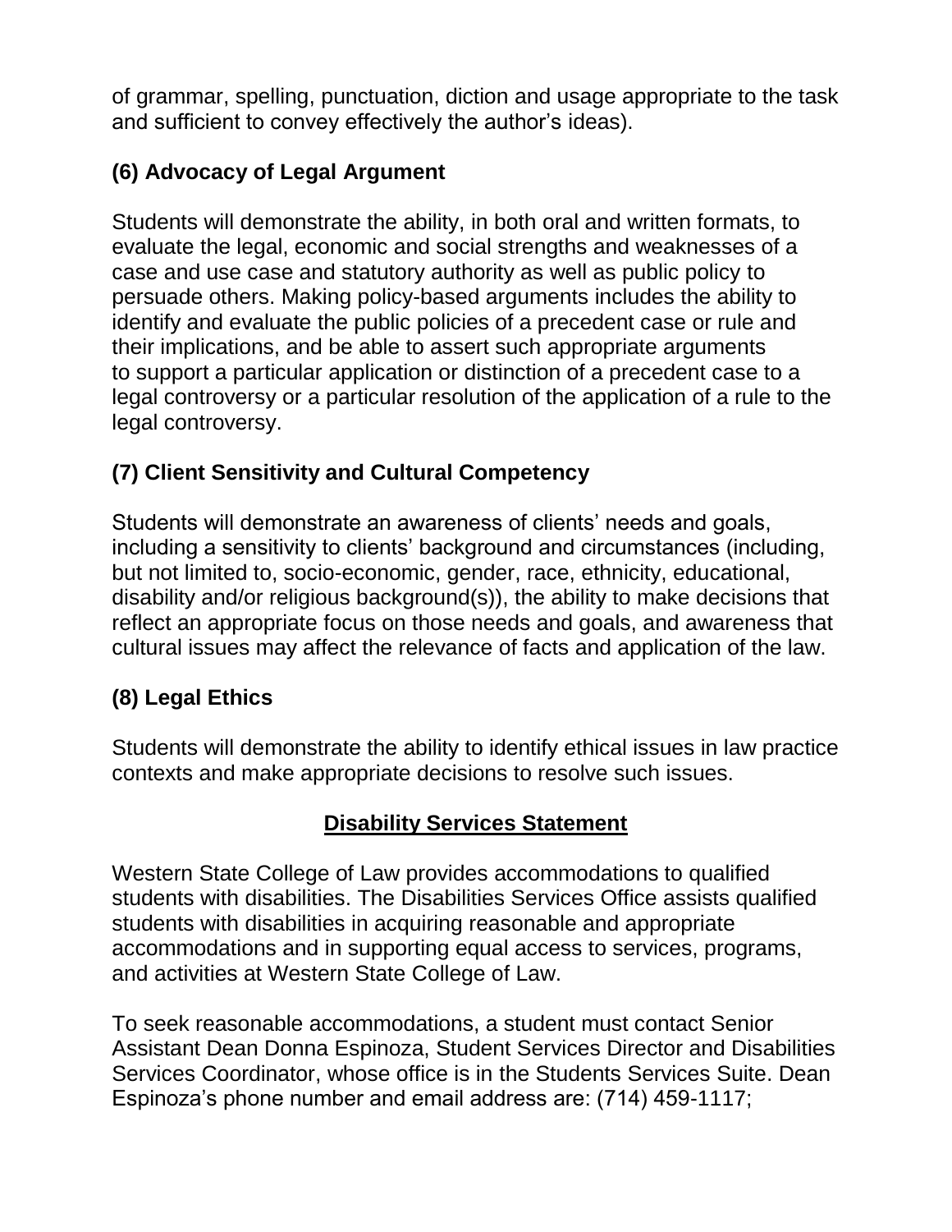of grammar, spelling, punctuation, diction and usage appropriate to the task and sufficient to convey effectively the author's ideas).

### (6) Advocacy of Legal Argument

Students will demonstrate the ability, in both oral and written formats, to evaluate the legal, economic and social strengths and weaknesses of a case and use case and statutory authority as well as public policy to persuade others. Making policy-based arguments includes the ability to identify and evaluate the public policies of a precedent case or rule and their implications, and be able to assert such appropriate arguments to support a particular application or distinction of a precedent case to a legal controversy or a particular resolution of the application of a rule to the legal controversy.

### (7) Client Sensitivity and Cultural Competency

Students will demonstrate an awareness of clients' needs and goals, including a sensitivity to clients' background and circumstances (including, but not limited to, socio-economic, gender, race, ethnicity, educational, disability and/or religious background(s)), the ability to make decisions that reflect an appropriate focus on those needs and goals, and awareness that cultural issues may affect the relevance of facts and application of the law.

### (8) Legal Ethics

Students will demonstrate the ability to identify ethical issues in law practice contexts and make appropriate decisions to resolve such issues.

## Disability Services Statement

Western State College of Law provides accommodations to qualified students with disabilities. The Disabilities Services Office assists qualified students with disabilities in acquiring reasonable and appropriate accommodations and in supporting equal access to services, programs, and activities at Western State College of Law.

To seek reasonable accommodations, a student must contact Senior Assistant Dean Donna Espinoza, Student Services Director and Disabilities Services Coordinator, whose office is in the Students Services Suite. Dean Espinoza's phone number and email address are: (714) 459-1117;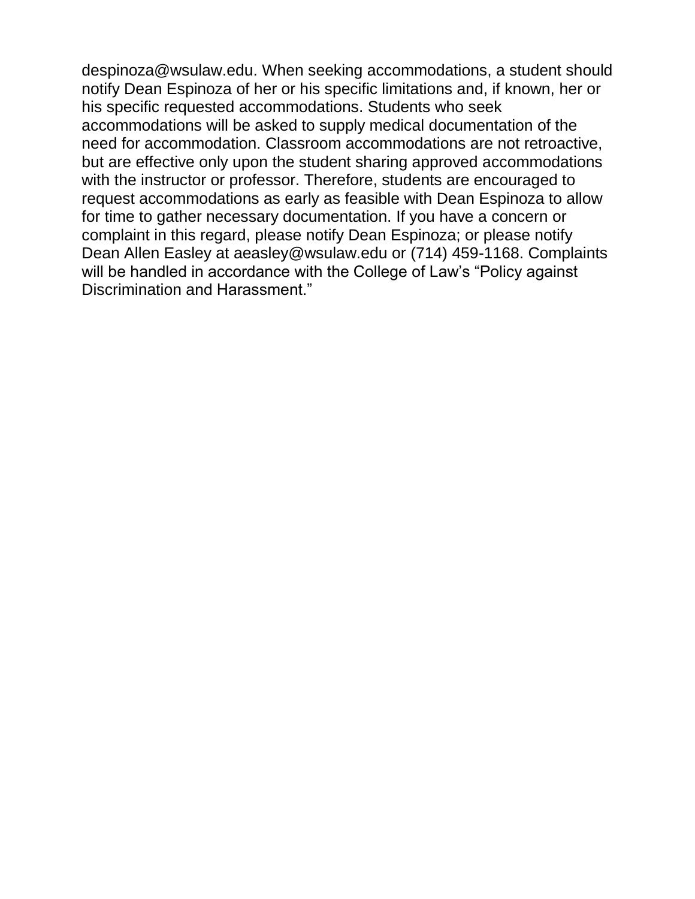despinoza@wsulaw.edu. When seeking accommodations, a student should notify Dean Espinoza of her or his specific limitations and, if known, her or his specific requested accommodations. Students who seek accommodations will be asked to supply medical documentation of the need for accommodation. Classroom accommodations are not retroactive, but are effective only upon the student sharing approved accommodations with the instructor or professor. Therefore, students are encouraged to request accommodations as early as feasible with Dean Espinoza to allow for time to gather necessary documentation. If you have a concern or complaint in this regard, please notify Dean Espinoza; or please notify Dean Allen Easley at aeasley@wsulaw.edu or (714) 459-1168. Complaints will be handled in accordance with the College of Law's "Policy against Discrimination and Harassment."